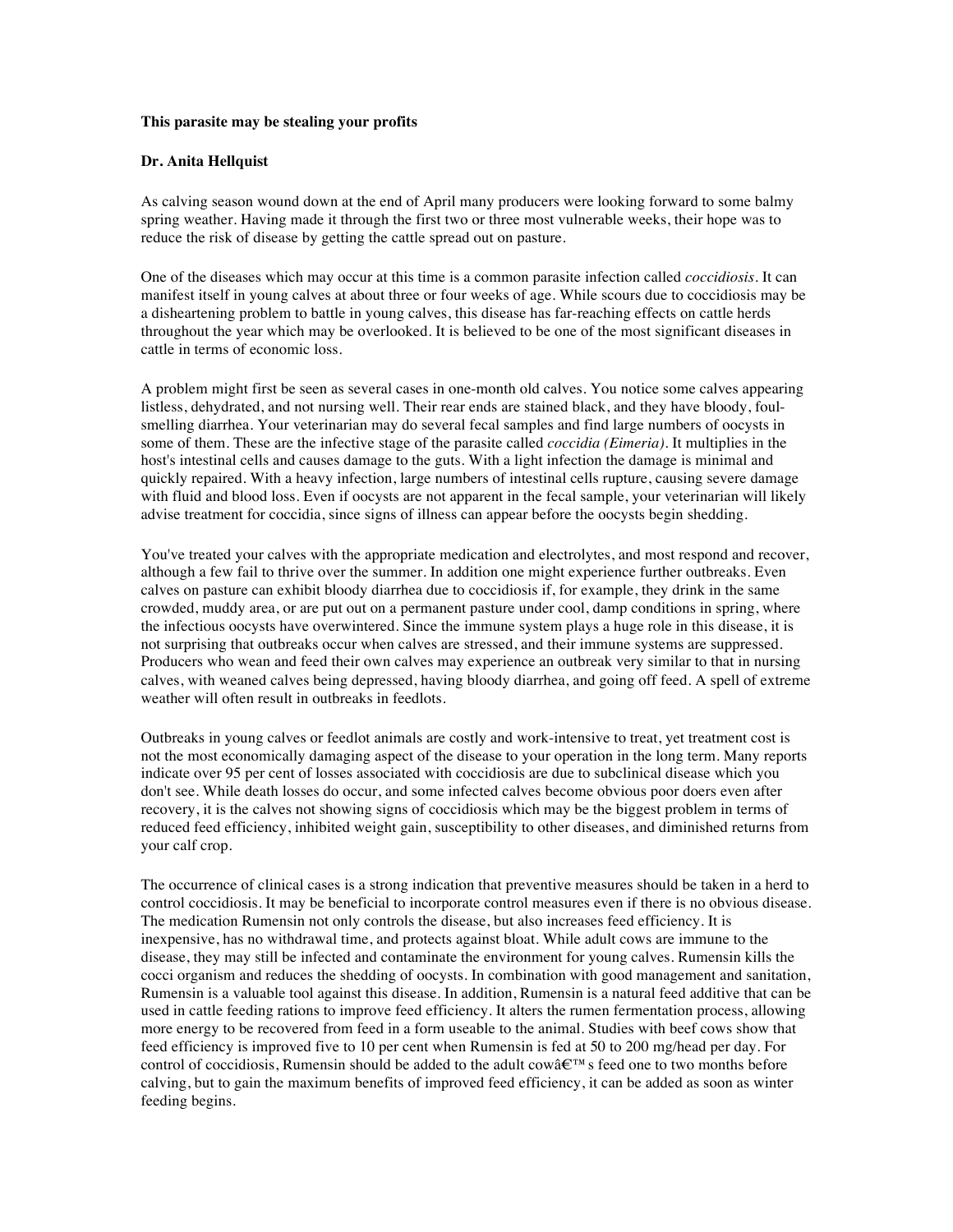**This parasite may be stealing your profits**

**Dr. Anita Hellquist**

As calving season wound down at the end of April many producers were looking forward to some balmy spring weather. Having made it through the first two or three most vulnerable weeks, their hope was to reduce the risk of disease by getting the cattle spread out on pasture.

One of the diseases which may occur at this time is a common parasite infection called *coccidiosis*. It can manifest itself in young calves at about three or four weeks of age. While scours due to coccidiosis may be a disheartening problem to battle in young calves, this disease has far-reaching effects on cattle herds throughout the year which may be overlooked. It is believed to be one of the most significant diseases in cattle in terms of economic loss.

A problem might first be seen as several cases in one-month old calves. You notice some calves appearing listless, dehydrated, and not nursing well. Their rear ends are stained black, and they have bloody, foul-smelling diarrhea. Your veterinarian may do several fecal samples and find large numbers of oocysts in some of them. These are the infective stage of the parasite called *coccidia (Eimeria)*. It multiplies in the host's intestinal cells and causes damage to the guts. With a light infection the damage is minimal and quickly repaired. With a heavy infection, large numbers of intestinal cells rupture, causing severe damage with fluid and blood loss. Even if oocysts are not apparent in the fecal sample, your veterinarian will likely advise treatment for coccidia, since signs of illness can appear before the oocysts begin shedding.

You've treated your calves with the appropriate medication and electrolytes, and most respond and recover, although a few fail to thrive over the summer. In addition one might experience further outbreaks. Even calves on pasture can exhibit bloody diarrhea due to coccidiosis if, for example, they drink in the same crowded, muddy area, or are put out on a permanent pasture under cool, damp conditions in spring, where the infectious oocysts have overwintered. Since the immune system plays a huge role in this disease, it is not surprising that outbreaks occur when calves are stressed, and their immune systems are suppressed. Producers who wean and feed their own calves may experience an outbreak very similar to that in nursing calves, with weaned calves being depressed, having bloody diarrhea, and going off feed. A spell of extreme weather will often result in outbreaks in feedlots.

Outbreaks in young calves or feedlot animals are costly and work-intensive to treat, yet treatment cost is not the most economically damaging aspect of the disease to your operation in the long term. Many reports indicate over 95 per cent of losses associated with coccidiosis are due to subclinical disease which you don't see. While death losses do occur, and some infected calves become obvious poor doers even after recovery, it is the calves not showing signs of coccidiosis which may be the biggest problem in terms of reduced feed efficiency, inhibited weight gain, susceptibility to other diseases, and diminished returns from your calf crop.

The occurrence of clinical cases is a strong indication that preventive measures should be taken in a herd to control coccidiosis. It may be beneficial to incorporate control measures even if there is no obvious disease. The medication Rumensin not only controls the disease, but also increases feed efficiency. It is inexpensive, has no withdrawal time, and protects against bloat. While adult cows are immune to the disease, they may still be infected and contaminate the environment for young calves. Rumensin kills the cocci organism and reduces the shedding of oocysts. In combination with good management and sanitation, Rumensin is a valuable tool against this disease. In addition, Rumensin is a natural feed additive that can be used in cattle feeding rations to improve feed efficiency. It alters the rumen fermentation process, allowing more energy to be recovered from feed in a form useable to the animal. Studies with beef cows show that feed efficiency is improved five to 10 per cent when Rumensin is fed at 50 to 200 mg/head per day. For control of coccidiosis, Rumensin should be added to the adult cowâ€™s feed one to two months before calving, but to gain the maximum benefits of improved feed efficiency, it can be added as soon as winter feeding begins.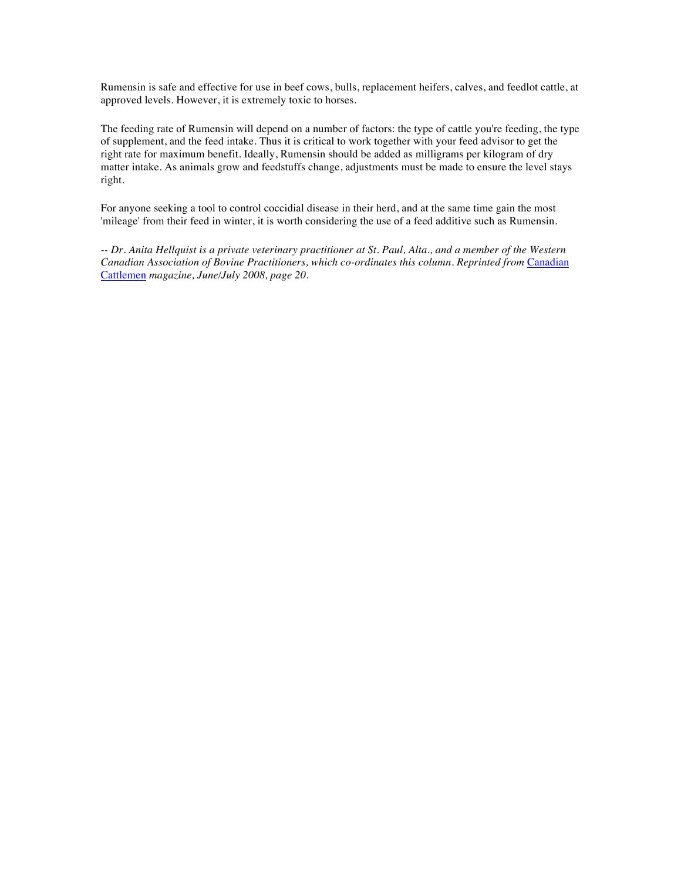Rumensin is safe and effective for use in beef cows, bulls, replacement heifers, calves, and feedlot cattle, at approved levels. However, it is extremely toxic to horses.

The feeding rate of Rumensin will depend on a number of factors: the type of cattle you're feeding, the type of supplement, and the feed intake. Thus it is critical to work together with your feed advisor to get the right rate for maximum benefit. Ideally, Rumensin should be added as milligrams per kilogram of dry matter intake. As animals grow and feedstuffs change, adjustments must be made to ensure the level stays right.

For anyone seeking a tool to control coccidial disease in their herd, and at the same time gain the most 'mileage' from their feed in winter, it is worth considering the use of a feed additive such as Rumensin.

*-- Dr. Anita Hellquist is a private veterinary practitioner at St. Paul, Alta., and a member of the Western Canadian Association of Bovine Practitioners, which co-ordinates this column. Reprinted from* Canadian Cattlemen *magazine, June/July 2008, page 20.*